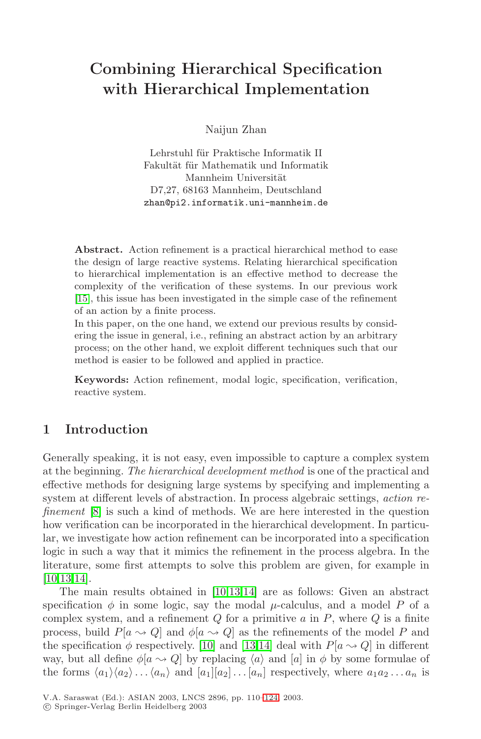# Combining Hierarchical Specification with Hierarchical Implementation

Naijun Zhan

Lehrstuhl für Praktische Informatik II
Fakultät für Mathematik und Informatik
Mannheim Universität
D7,27, 68163 Mannheim, Deutschland
zhan@pi2.informatik.uni-mannheim.de

**Abstract.** Action refinement is a practical hierarchical method to ease the design of large reactive systems. Relating hierarchical specification to hierarchical implementation is an effective method to decrease the complexity of the verification of these systems. In our previous work [15], this issue has been investigated in the simple case of the refinement of an action by a finite process.

In this paper, on the one hand, we extend our previous results by considering the issue in general, i.e., refining an abstract action by an arbitrary process; on the other hand, we exploit different techniques such that our method is easier to be followed and applied in practice.

**Keywords:** Action refinement, modal logic, specification, verification, reactive system.

## 1 Introduction

Generally speaking, it is not easy, even impossible to capture a complex system at the beginning. *The hierarchical development method* is one of the practical and effective methods for designing large systems by specifying and implementing a system at different levels of abstraction. In process algebraic settings, *action refinement* [8] is such a kind of methods. We are here interested in the question how verification can be incorporated in the hierarchical development. In particular, we investigate how action refinement can be incorporated into a specification logic in such a way that it mimics the refinement in the process algebra. In the literature, some first attempts to solve this problem are given, for example in [10,13,14].

The main results obtained in [10,13,14] are as follows: Given an abstract specification $\phi$ in some logic, say the modal $\mu$-calculus, and a model $P$ of a complex system, and a refinement $Q$ for a primitive $a$ in $P$, where $Q$ is a finite process, build $P[a \rightsquigarrow Q]$ and $\phi[a \rightsquigarrow Q]$ as the refinements of the model $P$ and the specification $\phi$ respectively. [10] and [13,14] deal with $P[a \rightsquigarrow Q]$ in different way, but all define $\phi[a \rightsquigarrow Q]$ by replacing $\langle a \rangle$ and $[a]$ in $\phi$ by some formulae of the forms $\langle a_1 \rangle \langle a_2 \rangle \ldots \langle a_n \rangle$ and $[a_1][a_2] \ldots [a_n]$ respectively, where $a_1 a_2 \ldots a_n$ is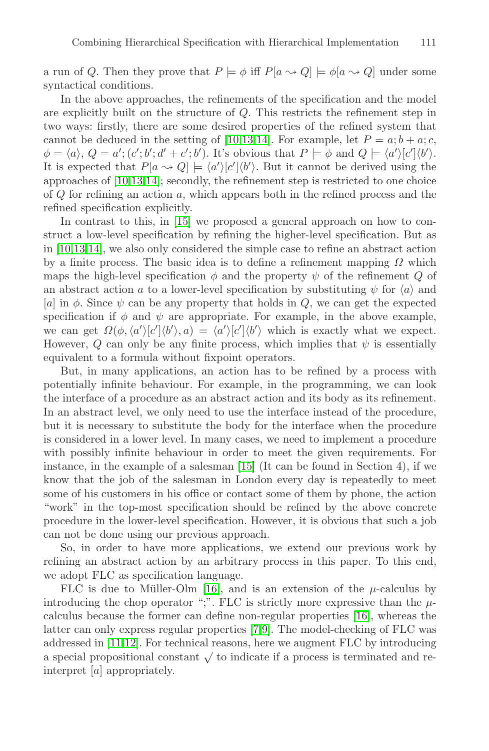a run of $Q$. Then they prove that $P \models \phi$ iff $P[a \rightsquigarrow Q] \models \phi[a \rightsquigarrow Q]$ under some syntactical conditions.

In the above approaches, the refinements of the specification and the model are explicitly built on the structure of $Q$. This restricts the refinement step in two ways: firstly, there are some desired properties of the refined system that cannot be deduced in the setting of [10,13,14]. For example, let $P = a; b + a; c$, $\phi = \langle a \rangle$, $Q = a'; (c'; b'; d' + c'; b')$. It's obvious that $P \models \phi$ and $Q \models \langle a' \rangle [c'] \langle b' \rangle$. It is expected that $P[a \rightsquigarrow Q] \models \langle a' \rangle [c'] \langle b' \rangle$. But it cannot be derived using the approaches of [10,13,14]; secondly, the refinement step is restricted to one choice of $Q$ for refining an action $a$, which appears both in the refined process and the refined specification explicitly.

In contrast to this, in [15] we proposed a general approach on how to construct a low-level specification by refining the higher-level specification. But as in [10,13,14], we also only considered the simple case to refine an abstract action by a finite process. The basic idea is to define a refinement mapping $\Omega$ which maps the high-level specification $\phi$ and the property $\psi$ of the refinement $Q$ of an abstract action $a$ to a lower-level specification by substituting $\psi$ for $\langle a \rangle$ and $[a]$ in $\phi$. Since $\psi$ can be any property that holds in $Q$, we can get the expected specification if $\phi$ and $\psi$ are appropriate. For example, in the above example, we can get $\Omega(\phi, \langle a' \rangle [c'] \langle b' \rangle, a) = \langle a' \rangle [c'] \langle b' \rangle$ which is exactly what we expect. However, $Q$ can only be any finite process, which implies that $\psi$ is essentially equivalent to a formula without fixpoint operators.

But, in many applications, an action has to be refined by a process with potentially infinite behaviour. For example, in the programming, we can look the interface of a procedure as an abstract action and its body as its refinement. In an abstract level, we only need to use the interface instead of the procedure, but it is necessary to substitute the body for the interface when the procedure is considered in a lower level. In many cases, we need to implement a procedure with possibly infinite behaviour in order to meet the given requirements. For instance, in the example of a salesman [15] (It can be found in Section 4), if we know that the job of the salesman in London every day is repeatedly to meet some of his customers in his office or contact some of them by phone, the action "work" in the top-most specification should be refined by the above concrete procedure in the lower-level specification. However, it is obvious that such a job can not be done using our previous approach.

So, in order to have more applications, we extend our previous work by refining an abstract action by an arbitrary process in this paper. To this end, we adopt FLC as specification language.

FLC is due to Müller-Olm [16], and is an extension of the $\mu$-calculus by introducing the chop operator ";". FLC is strictly more expressive than the $\mu$-calculus because the former can define non-regular properties [16], whereas the latter can only express regular properties [7,9]. The model-checking of FLC was addressed in [11,12]. For technical reasons, here we augment FLC by introducing a special propositional constant $\surd$ to indicate if a process is terminated and re-interpret $[a]$ appropriately.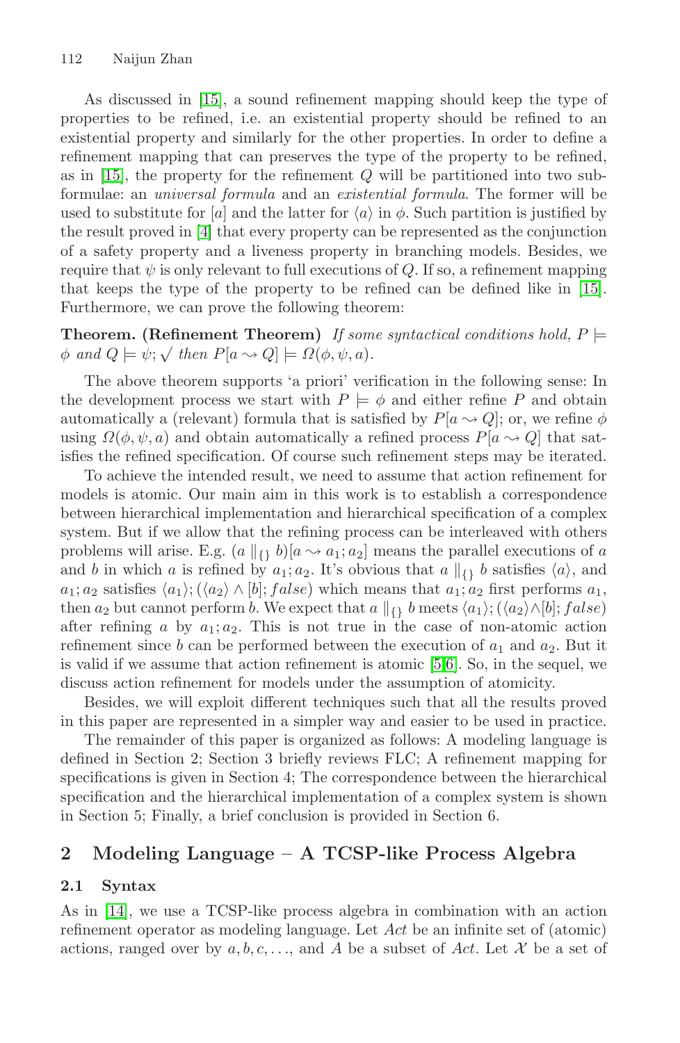As discussed in [15], a sound refinement mapping should keep the type of properties to be refined, i.e. an existential property should be refined to an existential property and similarly for the other properties. In order to define a refinement mapping that can preserves the type of the property to be refined, as in [15], the property for the refinement $Q$ will be partitioned into two subformulae: an *universal formula* and an *existential formula*. The former will be used to substitute for $[a]$ and the latter for $\langle a \rangle$ in $\phi$. Such partition is justified by the result proved in [4] that every property can be represented as the conjunction of a safety property and a liveness property in branching models. Besides, we require that $\psi$ is only relevant to full executions of $Q$. If so, a refinement mapping that keeps the type of the property to be refined can be defined like in [15]. Furthermore, we can prove the following theorem:

**Theorem. (Refinement Theorem)** *If some syntactical conditions hold,* $P \models \phi$ *and* $Q \models \psi; \surd$ *then* $P[a \rightsquigarrow Q] \models \Omega(\phi, \psi, a)$.

The above theorem supports 'a priori' verification in the following sense: In the development process we start with $P \models \phi$ and either refine $P$ and obtain automatically a (relevant) formula that is satisfied by $P[a \rightsquigarrow Q]$; or, we refine $\phi$ using $\Omega(\phi, \psi, a)$ and obtain automatically a refined process $P[a \rightsquigarrow Q]$ that satisfies the refined specification. Of course such refinement steps may be iterated.

To achieve the intended result, we need to assume that action refinement for models is atomic. Our main aim in this work is to establish a correspondence between hierarchical implementation and hierarchical specification of a complex system. But if we allow that the refining process can be interleaved with others problems will arise. E.g. $(a \parallel_{\{\}} b)[a \rightsquigarrow a_1; a_2]$ means the parallel executions of $a$ and $b$ in which $a$ is refined by $a_1; a_2$. It's obvious that $a \parallel_{\{\}} b$ satisfies $\langle a \rangle$, and $a_1; a_2$ satisfies $\langle a_1 \rangle; (\langle a_2 \rangle \wedge [b]; false)$ which means that $a_1; a_2$ first performs $a_1$, then $a_2$ but cannot perform $b$. We expect that $a \parallel_{\{\}} b$ meets $\langle a_1 \rangle; (\langle a_2 \rangle \wedge [b]; false)$ after refining $a$ by $a_1; a_2$. This is not true in the case of non-atomic action refinement since $b$ can be performed between the execution of $a_1$ and $a_2$. But it is valid if we assume that action refinement is atomic [5,6]. So, in the sequel, we discuss action refinement for models under the assumption of atomicity.

Besides, we will exploit different techniques such that all the results proved in this paper are represented in a simpler way and easier to be used in practice.

The remainder of this paper is organized as follows: A modeling language is defined in Section 2; Section 3 briefly reviews FLC; A refinement mapping for specifications is given in Section 4; The correspondence between the hierarchical specification and the hierarchical implementation of a complex system is shown in Section 5; Finally, a brief conclusion is provided in Section 6.

## 2 Modeling Language – A TCSP-like Process Algebra

### 2.1 Syntax

As in [14], we use a TCSP-like process algebra in combination with an action refinement operator as modeling language. Let $Act$ be an infinite set of (atomic) actions, ranged over by $a, b, c, \ldots$, and $A$ be a subset of $Act$. Let $\mathcal{X}$ be a set of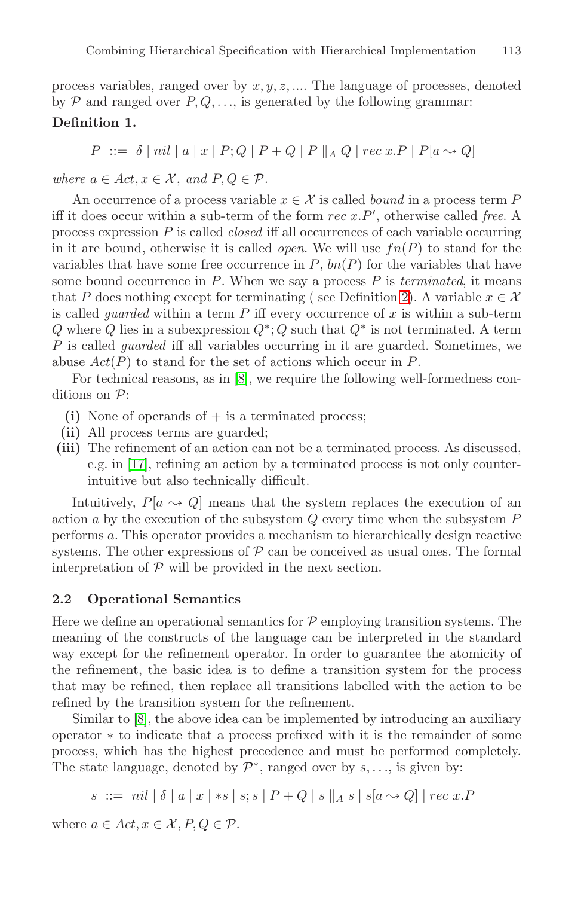process variables, ranged over by $x, y, z, ....$ The language of processes, denoted by $\mathcal{P}$ and ranged over $P, Q, \ldots$, is generated by the following grammar:

**Definition 1.**

$$P \ ::= \ \delta \mid nil \mid a \mid x \mid P;Q \mid P+Q \mid P \parallel_A Q \mid rec\, x.P \mid P[a \rightsquigarrow Q]$$

*where* $a \in Act, x \in \mathcal{X},$ *and* $P, Q \in \mathcal{P}$.

An occurrence of a process variable $x \in \mathcal{X}$ is called *bound* in a process term $P$ iff it does occur within a sub-term of the form $rec\, x.P'$, otherwise called *free*. A process expression $P$ is called *closed* iff all occurrences of each variable occurring in it are bound, otherwise it is called *open*. We will use $fn(P)$ to stand for the variables that have some free occurrence in $P$, $bn(P)$ for the variables that have some bound occurrence in $P$. When we say a process $P$ is *terminated*, it means that $P$ does nothing except for terminating ( see Definition 2). A variable $x \in \mathcal{X}$ is called *guarded* within a term $P$ iff every occurrence of $x$ is within a sub-term $Q$ where $Q$ lies in a subexpression $Q^*;Q$ such that $Q^*$ is not terminated. A term $P$ is called *guarded* iff all variables occurring in it are guarded. Sometimes, we abuse $Act(P)$ to stand for the set of actions which occur in $P$.

For technical reasons, as in [8], we require the following well-formedness conditions on $\mathcal{P}$:

- **(i)** None of operands of $+$ is a terminated process;
- **(ii)** All process terms are guarded;
- **(iii)** The refinement of an action can not be a terminated process. As discussed, e.g. in [17], refining an action by a terminated process is not only counter-intuitive but also technically difficult.

Intuitively, $P[a \rightsquigarrow Q]$ means that the system replaces the execution of an action $a$ by the execution of the subsystem $Q$ every time when the subsystem $P$ performs $a$. This operator provides a mechanism to hierarchically design reactive systems. The other expressions of $\mathcal{P}$ can be conceived as usual ones. The formal interpretation of $\mathcal{P}$ will be provided in the next section.

### 2.2 Operational Semantics

Here we define an operational semantics for $\mathcal{P}$ employing transition systems. The meaning of the constructs of the language can be interpreted in the standard way except for the refinement operator. In order to guarantee the atomicity of the refinement, the basic idea is to define a transition system for the process that may be refined, then replace all transitions labelled with the action to be refined by the transition system for the refinement.

Similar to [8], the above idea can be implemented by introducing an auxiliary operator $*$ to indicate that a process prefixed with it is the remainder of some process, which has the highest precedence and must be performed completely. The state language, denoted by $\mathcal{P}^*$, ranged over by $s, \ldots$, is given by:

$$s \ ::= \ nil \mid \delta \mid a \mid x \mid *s \mid s;s \mid P+Q \mid s \parallel_A s \mid s[a \rightsquigarrow Q] \mid rec\, x.P$$

where $a \in Act, x \in \mathcal{X}, P, Q \in \mathcal{P}$.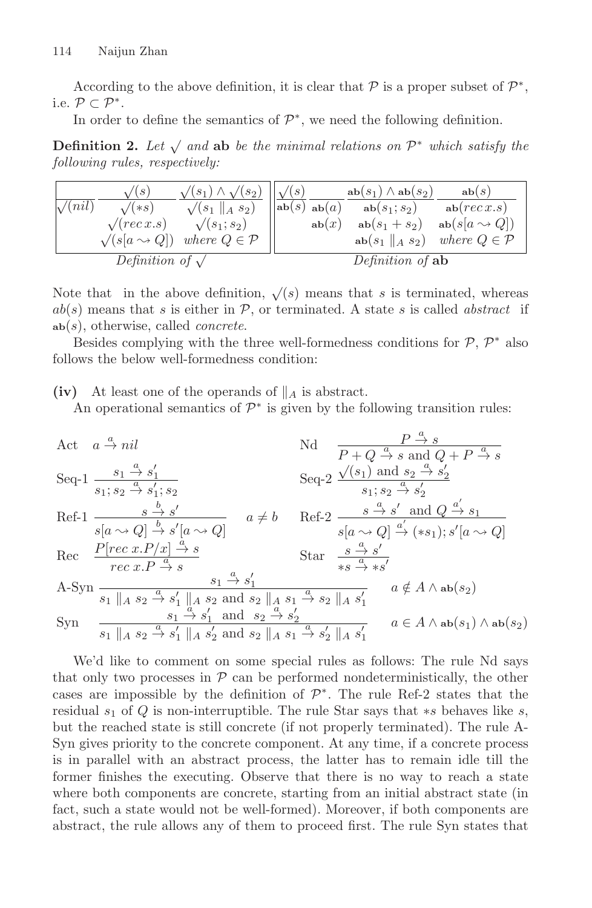According to the above definition, it is clear that $\mathcal{P}$ is a proper subset of $\mathcal{P}^*$, i.e. $\mathcal{P} \subset \mathcal{P}^*$.

In order to define the semantics of $\mathcal{P}^*$, we need the following definition.

**Definition 2.** *Let $\surd$ and* **ab** *be the minimal relations on $\mathcal{P}^*$ which satisfy the following rules, respectively:*

$$\frac{}{\surd(nil)} \quad \frac{\surd(s)}{\surd(*s) \quad \surd(rec\,x.s) \quad \surd(s[a \rightsquigarrow Q])} \quad \frac{\surd(s_1) \wedge \surd(s_2)}{\surd(s_1 \parallel_A s_2) \quad \surd(s_1; s_2)} \quad \textit{where } Q \in \mathcal{P}$$

*Definition of $\surd$*

$$\frac{\surd(s)}{\mathbf{ab}(s)} \quad \frac{}{\mathbf{ab}(a) \quad \mathbf{ab}(x)} \quad \frac{\mathbf{ab}(s_1) \wedge \mathbf{ab}(s_2)}{\mathbf{ab}(s_1; s_2) \quad \mathbf{ab}(s_1 + s_2) \quad \mathbf{ab}(s_1 \parallel_A s_2)} \quad \frac{\mathbf{ab}(s)}{\mathbf{ab}(rec\,x.s) \quad \mathbf{ab}(s[a \rightsquigarrow Q])} \quad \textit{where } Q \in \mathcal{P}$$

*Definition of* **ab**

Note that in the above definition, $\surd(s)$ means that $s$ is terminated, whereas $ab(s)$ means that $s$ is either in $\mathcal{P}$, or terminated. A state $s$ is called *abstract* if $\mathbf{ab}(s)$, otherwise, called *concrete*.

Besides complying with the three well-formedness conditions for $\mathcal{P}$, $\mathcal{P}^*$ also follows the below well-formedness condition:

**(iv)** At least one of the operands of $\parallel_A$ is abstract.

An operational semantics of $\mathcal{P}^*$ is given by the following transition rules:

Act $\quad a \xrightarrow{a} nil$

Nd $\quad \dfrac{P \xrightarrow{a} s}{P + Q \xrightarrow{a} s \text{ and } Q + P \xrightarrow{a} s}$

Seq-1 $\quad \dfrac{s_1 \xrightarrow{a} s_1'}{s_1; s_2 \xrightarrow{a} s_1'; s_2}$

Seq-2 $\quad \dfrac{\surd(s_1) \text{ and } s_2 \xrightarrow{a} s_2'}{s_1; s_2 \xrightarrow{a} s_2'}$

Ref-1 $\quad \dfrac{s \xrightarrow{b} s'}{s[a \rightsquigarrow Q] \xrightarrow{b} s'[a \rightsquigarrow Q]} \quad a \neq b$

Ref-2 $\quad \dfrac{s \xrightarrow{a} s' \text{ and } Q \xrightarrow{a'} s_1}{s[a \rightsquigarrow Q] \xrightarrow{a'} (*s_1); s'[a \rightsquigarrow Q]}$

Rec $\quad \dfrac{P[rec\,x.P/x] \xrightarrow{a} s}{rec\,x.P \xrightarrow{a} s}$

Star $\quad \dfrac{s \xrightarrow{a} s'}{*s \xrightarrow{a} *s'}$

A-Syn $\quad \dfrac{s_1 \xrightarrow{a} s_1'}{s_1 \parallel_A s_2 \xrightarrow{a} s_1' \parallel_A s_2 \text{ and } s_2 \parallel_A s_1 \xrightarrow{a} s_2 \parallel_A s_1'} \quad a \notin A \wedge \mathbf{ab}(s_2)$

Syn $\quad \dfrac{s_1 \xrightarrow{a} s_1' \text{ and } s_2 \xrightarrow{a} s_2'}{s_1 \parallel_A s_2 \xrightarrow{a} s_1' \parallel_A s_2' \text{ and } s_2 \parallel_A s_1 \xrightarrow{a} s_2' \parallel_A s_1'} \quad a \in A \wedge \mathbf{ab}(s_1) \wedge \mathbf{ab}(s_2)$

We'd like to comment on some special rules as follows: The rule Nd says that only two processes in $\mathcal{P}$ can be performed nondeterministically, the other cases are impossible by the definition of $\mathcal{P}^*$. The rule Ref-2 states that the residual $s_1$ of $Q$ is non-interruptible. The rule Star says that $*s$ behaves like $s$, but the reached state is still concrete (if not properly terminated). The rule A-Syn gives priority to the concrete component. At any time, if a concrete process is in parallel with an abstract process, the latter has to remain idle till the former finishes the executing. Observe that there is no way to reach a state where both components are concrete, starting from an initial abstract state (in fact, such a state would not be well-formed). Moreover, if both components are abstract, the rule allows any of them to proceed first. The rule Syn states that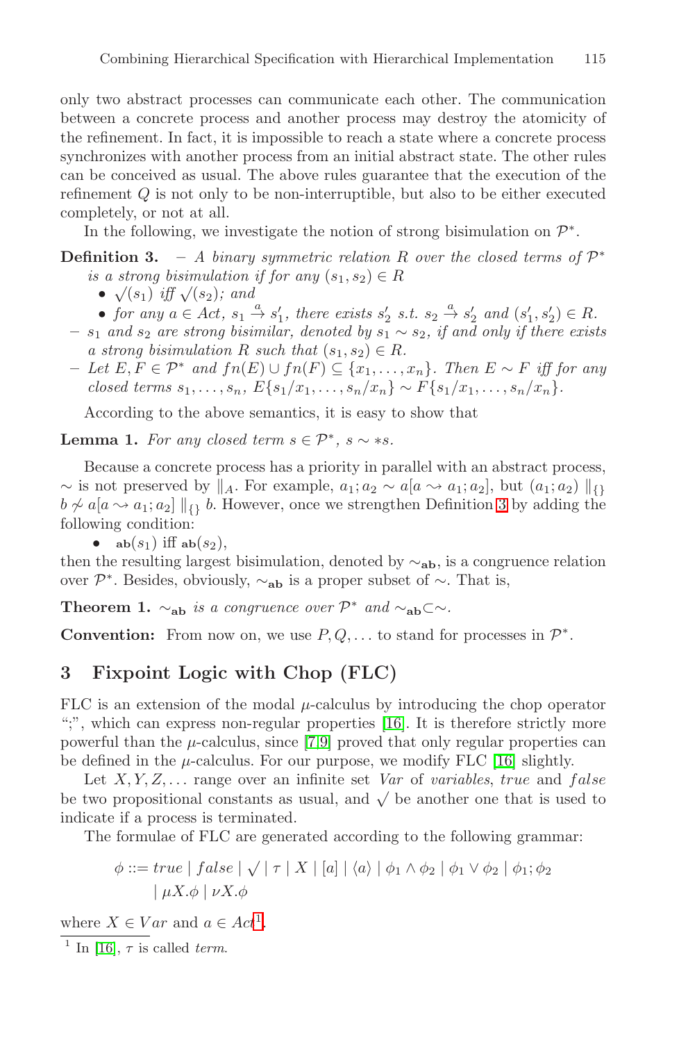only two abstract processes can communicate each other. The communication between a concrete process and another process may destroy the atomicity of the refinement. In fact, it is impossible to reach a state where a concrete process synchronizes with another process from an initial abstract state. The other rules can be conceived as usual. The above rules guarantee that the execution of the refinement $Q$ is not only to be non-interruptible, but also to be either executed completely, or not at all.

In the following, we investigate the notion of strong bisimulation on $\mathcal{P}^*$.

**Definition 3.** – *A binary symmetric relation $R$ over the closed terms of $\mathcal{P}^*$ is a strong bisimulation if for any $(s_1, s_2) \in R$*

- *$\surd(s_1)$ iff $\surd(s_2)$; and*
- *for any $a \in Act$, $s_1 \xrightarrow{a} s_1'$, there exists $s_2'$ s.t. $s_2 \xrightarrow{a} s_2'$ and $(s_1', s_2') \in R$.*

– *$s_1$ and $s_2$ are strong bisimilar, denoted by $s_1 \sim s_2$, if and only if there exists a strong bisimulation $R$ such that $(s_1, s_2) \in R$.*

– *Let $E, F \in \mathcal{P}^*$ and $fn(E) \cup fn(F) \subseteq \{x_1, \ldots, x_n\}$. Then $E \sim F$ iff for any closed terms $s_1, \ldots, s_n$, $E\{s_1/x_1, \ldots, s_n/x_n\} \sim F\{s_1/x_1, \ldots, s_n/x_n\}$.*

According to the above semantics, it is easy to show that

**Lemma 1.** *For any closed term $s \in \mathcal{P}^*$, $s \sim *s$.*

Because a concrete process has a priority in parallel with an abstract process, $\sim$ is not preserved by $\|_A$. For example, $a_1; a_2 \sim a[a \rightsquigarrow a_1; a_2]$, but $(a_1; a_2) \|_{\{\}} b \not\sim a[a \rightsquigarrow a_1; a_2] \|_{\{\}} b$. However, once we strengthen Definition 3 by adding the following condition:

- $\mathbf{ab}(s_1)$ iff $\mathbf{ab}(s_2)$,

then the resulting largest bisimulation, denoted by $\sim_{\mathbf{ab}}$, is a congruence relation over $\mathcal{P}^*$. Besides, obviously, $\sim_{\mathbf{ab}}$ is a proper subset of $\sim$. That is,

**Theorem 1.** *$\sim_{\mathbf{ab}}$ is a congruence over $\mathcal{P}^*$ and $\sim_{\mathbf{ab}} \subset \sim$.*

**Convention:** From now on, we use $P, Q, \ldots$ to stand for processes in $\mathcal{P}^*$.

## 3 Fixpoint Logic with Chop (FLC)

FLC is an extension of the modal $\mu$-calculus by introducing the chop operator ";", which can express non-regular properties [16]. It is therefore strictly more powerful than the $\mu$-calculus, since [7,9] proved that only regular properties can be defined in the $\mu$-calculus. For our purpose, we modify FLC [16] slightly.

Let $X, Y, Z, \ldots$ range over an infinite set *Var* of *variables*, *true* and *false* be two propositional constants as usual, and $\surd$ be another one that is used to indicate if a process is terminated.

The formulae of FLC are generated according to the following grammar:

$$\phi ::= true \mid false \mid \surd \mid \tau \mid X \mid [a] \mid \langle a \rangle \mid \phi_1 \wedge \phi_2 \mid \phi_1 \vee \phi_2 \mid \phi_1; \phi_2$$
$$\mid \mu X.\phi \mid \nu X.\phi$$

where $X \in Var$ and $a \in Act$[1].

[1] In [16], $\tau$ is called *term*.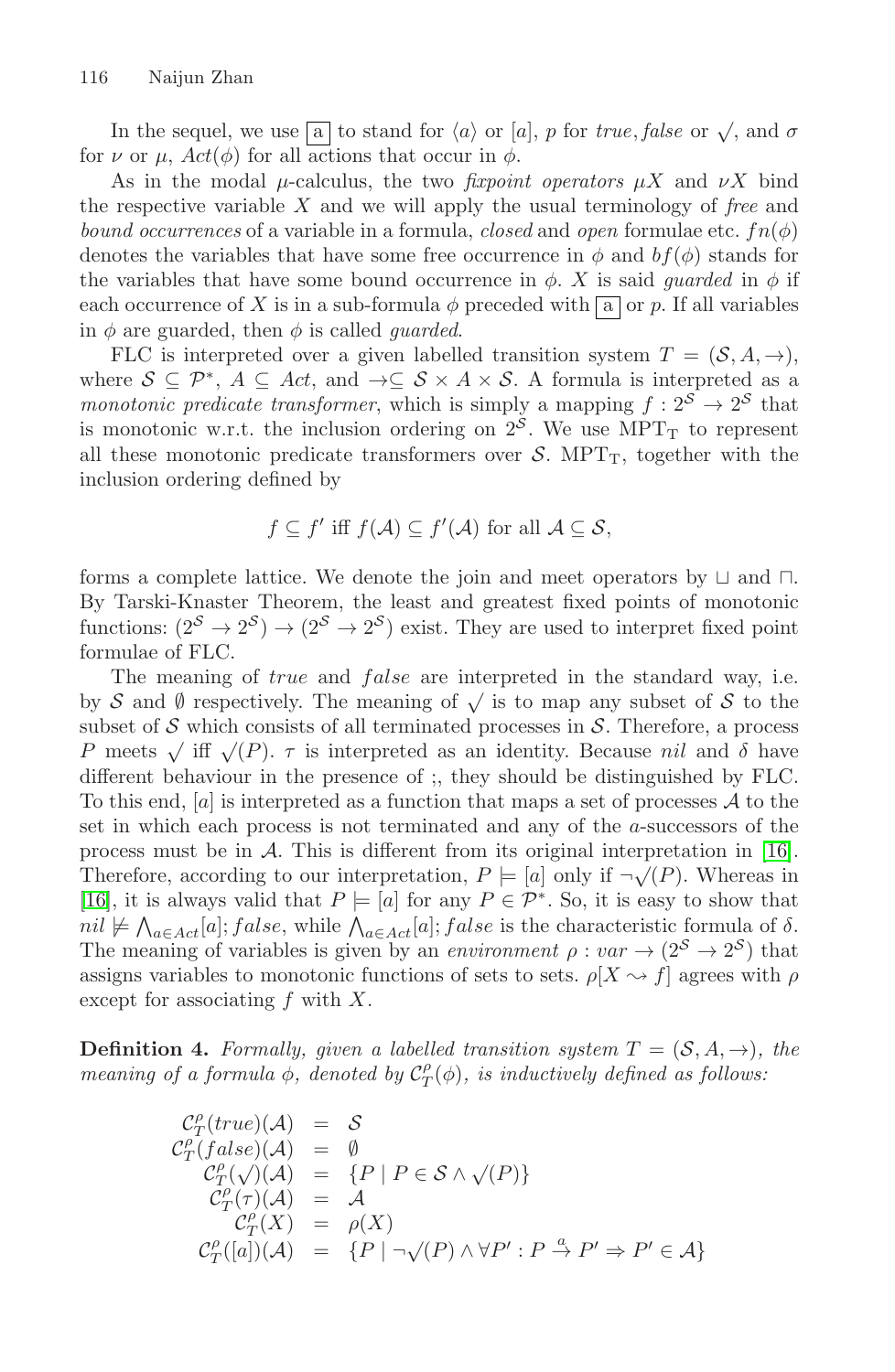In the sequel, we use $\boxed{a}$ to stand for $\langle a \rangle$ or $[a]$, $p$ for *true*, *false* or $\surd$, and $\sigma$ for $\nu$ or $\mu$, $Act(\phi)$ for all actions that occur in $\phi$.

As in the modal $\mu$-calculus, the two *fixpoint operators* $\mu X$ and $\nu X$ bind the respective variable $X$ and we will apply the usual terminology of *free* and *bound occurrences* of a variable in a formula, *closed* and *open* formulae etc. $fn(\phi)$ denotes the variables that have some free occurrence in $\phi$ and $bf(\phi)$ stands for the variables that have some bound occurrence in $\phi$. $X$ is said *guarded* in $\phi$ if each occurrence of $X$ is in a sub-formula $\phi$ preceded with $\boxed{a}$ or $p$. If all variables in $\phi$ are guarded, then $\phi$ is called *guarded*.

FLC is interpreted over a given labelled transition system $T = (\mathcal{S}, A, \rightarrow)$, where $\mathcal{S} \subseteq \mathcal{P}^*$, $A \subseteq Act$, and $\rightarrow \subseteq \mathcal{S} \times A \times \mathcal{S}$. A formula is interpreted as a *monotonic predicate transformer*, which is simply a mapping $f : 2^{\mathcal{S}} \rightarrow 2^{\mathcal{S}}$ that is monotonic w.r.t. the inclusion ordering on $2^{\mathcal{S}}$. We use $\mathrm{MPT_T}$ to represent all these monotonic predicate transformers over $\mathcal{S}$. $\mathrm{MPT_T}$, together with the inclusion ordering defined by

$$f \subseteq f' \text{ iff } f(\mathcal{A}) \subseteq f'(\mathcal{A}) \text{ for all } \mathcal{A} \subseteq \mathcal{S},$$

forms a complete lattice. We denote the join and meet operators by $\sqcup$ and $\sqcap$. By Tarski-Knaster Theorem, the least and greatest fixed points of monotonic functions: $(2^{\mathcal{S}} \rightarrow 2^{\mathcal{S}}) \rightarrow (2^{\mathcal{S}} \rightarrow 2^{\mathcal{S}})$ exist. They are used to interpret fixed point formulae of FLC.

The meaning of *true* and *false* are interpreted in the standard way, i.e. by $\mathcal{S}$ and $\emptyset$ respectively. The meaning of $\surd$ is to map any subset of $\mathcal{S}$ to the subset of $\mathcal{S}$ which consists of all terminated processes in $\mathcal{S}$. Therefore, a process $P$ meets $\surd$ iff $\surd(P)$. $\tau$ is interpreted as an identity. Because *nil* and $\delta$ have different behaviour in the presence of ;, they should be distinguished by FLC. To this end, $[a]$ is interpreted as a function that maps a set of processes $\mathcal{A}$ to the set in which each process is not terminated and any of the $a$-successors of the process must be in $\mathcal{A}$. This is different from its original interpretation in [16]. Therefore, according to our interpretation, $P \models [a]$ only if $\neg\surd(P)$. Whereas in [16], it is always valid that $P \models [a]$ for any $P \in \mathcal{P}^*$. So, it is easy to show that $nil \not\models \bigwedge_{a \in Act}[a]; false$, while $\bigwedge_{a \in Act}[a]; false$ is the characteristic formula of $\delta$. The meaning of variables is given by an *environment* $\rho : var \rightarrow (2^{\mathcal{S}} \rightarrow 2^{\mathcal{S}})$ that assigns variables to monotonic functions of sets to sets. $\rho[X \rightsquigarrow f]$ agrees with $\rho$ except for associating $f$ with $X$.

**Definition 4.** *Formally, given a labelled transition system $T = (\mathcal{S}, A, \rightarrow)$, the meaning of a formula $\phi$, denoted by $\mathcal{C}_T^\rho(\phi)$, is inductively defined as follows:*

$$
\begin{array}{rcl}
\mathcal{C}_T^\rho(true)(\mathcal{A}) & = & \mathcal{S} \\
\mathcal{C}_T^\rho(false)(\mathcal{A}) & = & \emptyset \\
\mathcal{C}_T^\rho(\surd)(\mathcal{A}) & = & \{P \mid P \in \mathcal{S} \wedge \surd(P)\} \\
\mathcal{C}_T^\rho(\tau)(\mathcal{A}) & = & \mathcal{A} \\
\mathcal{C}_T^\rho(X) & = & \rho(X) \\
\mathcal{C}_T^\rho([a])(\mathcal{A}) & = & \{P \mid \neg\surd(P) \wedge \forall P' : P \xrightarrow{a} P' \Rightarrow P' \in \mathcal{A}\}
\end{array}
$$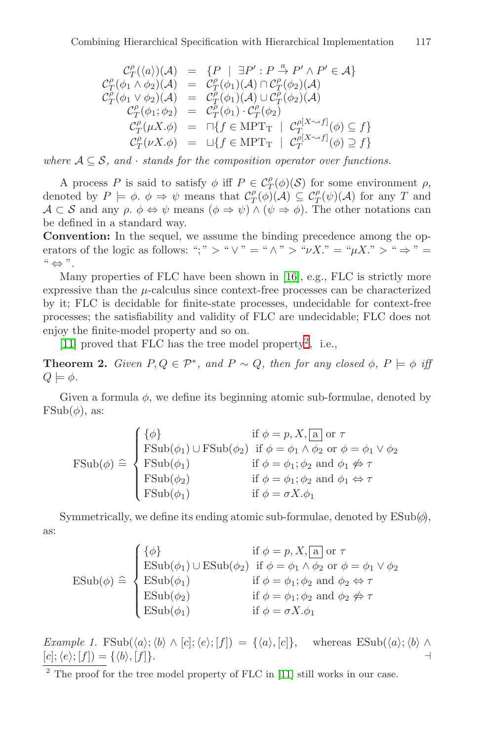$$
\begin{array}{rcl}
\mathcal{C}_T^\rho(\langle a \rangle)(\mathcal{A}) & = & \{P \mid \exists P' : P \xrightarrow{a} P' \wedge P' \in \mathcal{A}\} \\
\mathcal{C}_T^\rho(\phi_1 \wedge \phi_2)(\mathcal{A}) & = & \mathcal{C}_T^\rho(\phi_1)(\mathcal{A}) \cap \mathcal{C}_T^\rho(\phi_2)(\mathcal{A}) \\
\mathcal{C}_T^\rho(\phi_1 \vee \phi_2)(\mathcal{A}) & = & \mathcal{C}_T^\rho(\phi_1)(\mathcal{A}) \cup \mathcal{C}_T^\rho(\phi_2)(\mathcal{A}) \\
\mathcal{C}_T^\rho(\phi_1 ; \phi_2) & = & \mathcal{C}_T^\rho(\phi_1) \cdot \mathcal{C}_T^\rho(\phi_2) \\
\mathcal{C}_T^\rho(\mu X.\phi) & = & \sqcap\{f \in \mathrm{MPT_T} \mid \mathcal{C}_T^{\rho[X \rightsquigarrow f]}(\phi) \subseteq f\} \\
\mathcal{C}_T^\rho(\nu X.\phi) & = & \sqcup\{f \in \mathrm{MPT_T} \mid \mathcal{C}_T^{\rho[X \rightsquigarrow f]}(\phi) \supseteq f\}
\end{array}
$$

*where* $\mathcal{A} \subseteq \mathcal{S}$, *and* $\cdot$ *stands for the composition operator over functions.*

A process $P$ is said to satisfy $\phi$ iff $P \in \mathcal{C}_T^\rho(\phi)(\mathcal{S})$ for some environment $\rho$, denoted by $P \models \phi$. $\phi \Rightarrow \psi$ means that $\mathcal{C}_T^\rho(\phi)(\mathcal{A}) \subseteq \mathcal{C}_T^\rho(\psi)(\mathcal{A})$ for any $T$ and $\mathcal{A} \subset \mathcal{S}$ and any $\rho$. $\phi \Leftrightarrow \psi$ means $(\phi \Rightarrow \psi) \wedge (\psi \Rightarrow \phi)$. The other notations can be defined in a standard way.

**Convention:** In the sequel, we assume the binding precedence among the operators of the logic as follows: "$;$" > "$\vee$" = "$\wedge$" > "$\nu X.$" = "$\mu X.$" > "$\Rightarrow$" = "$\Leftrightarrow$".

Many properties of FLC have been shown in [16], e.g., FLC is strictly more expressive than the $\mu$-calculus since context-free processes can be characterized by it; FLC is decidable for finite-state processes, undecidable for context-free processes; the satisfiability and validity of FLC are undecidable; FLC does not enjoy the finite-model property and so on.

[11] proved that FLC has the tree model property[2], i.e.,

**Theorem 2.** *Given* $P, Q \in \mathcal{P}^*$, *and* $P \sim Q$, *then for any closed* $\phi$, $P \models \phi$ *iff* $Q \models \phi$.

Given a formula $\phi$, we define its beginning atomic sub-formulae, denoted by $\mathrm{FSub}(\phi)$, as:

$$
\mathrm{FSub}(\phi) \,\widehat{=}\, \begin{cases}
\{\phi\} & \text{if } \phi = p, X, \boxed{\mathrm{a}} \text{ or } \tau \\
\mathrm{FSub}(\phi_1) \cup \mathrm{FSub}(\phi_2) & \text{if } \phi = \phi_1 \wedge \phi_2 \text{ or } \phi = \phi_1 \vee \phi_2 \\
\mathrm{FSub}(\phi_1) & \text{if } \phi = \phi_1 ; \phi_2 \text{ and } \phi_1 \not\Leftrightarrow \tau \\
\mathrm{FSub}(\phi_2) & \text{if } \phi = \phi_1 ; \phi_2 \text{ and } \phi_1 \Leftrightarrow \tau \\
\mathrm{FSub}(\phi_1) & \text{if } \phi = \sigma X.\phi_1
\end{cases}
$$

Symmetrically, we define its ending atomic sub-formulae, denoted by $\mathrm{ESub}(\phi)$, as:

$$
\mathrm{ESub}(\phi) \,\widehat{=}\, \begin{cases}
\{\phi\} & \text{if } \phi = p, X, \boxed{\mathrm{a}} \text{ or } \tau \\
\mathrm{ESub}(\phi_1) \cup \mathrm{ESub}(\phi_2) & \text{if } \phi = \phi_1 \wedge \phi_2 \text{ or } \phi = \phi_1 \vee \phi_2 \\
\mathrm{ESub}(\phi_1) & \text{if } \phi = \phi_1 ; \phi_2 \text{ and } \phi_2 \Leftrightarrow \tau \\
\mathrm{ESub}(\phi_2) & \text{if } \phi = \phi_1 ; \phi_2 \text{ and } \phi_2 \not\Leftrightarrow \tau \\
\mathrm{ESub}(\phi_1) & \text{if } \phi = \sigma X.\phi_1
\end{cases}
$$

*Example 1.* $\mathrm{FSub}(\langle a \rangle ; \langle b \rangle \wedge [c] ; \langle e \rangle ; [f]) = \{\langle a \rangle, [c]\}$, whereas $\mathrm{ESub}(\langle a \rangle ; \langle b \rangle \wedge [c] ; \langle e \rangle ; [f]) = \{\langle b \rangle, [f]\}$. ⊣

[2] The proof for the tree model property of FLC in [11] still works in our case.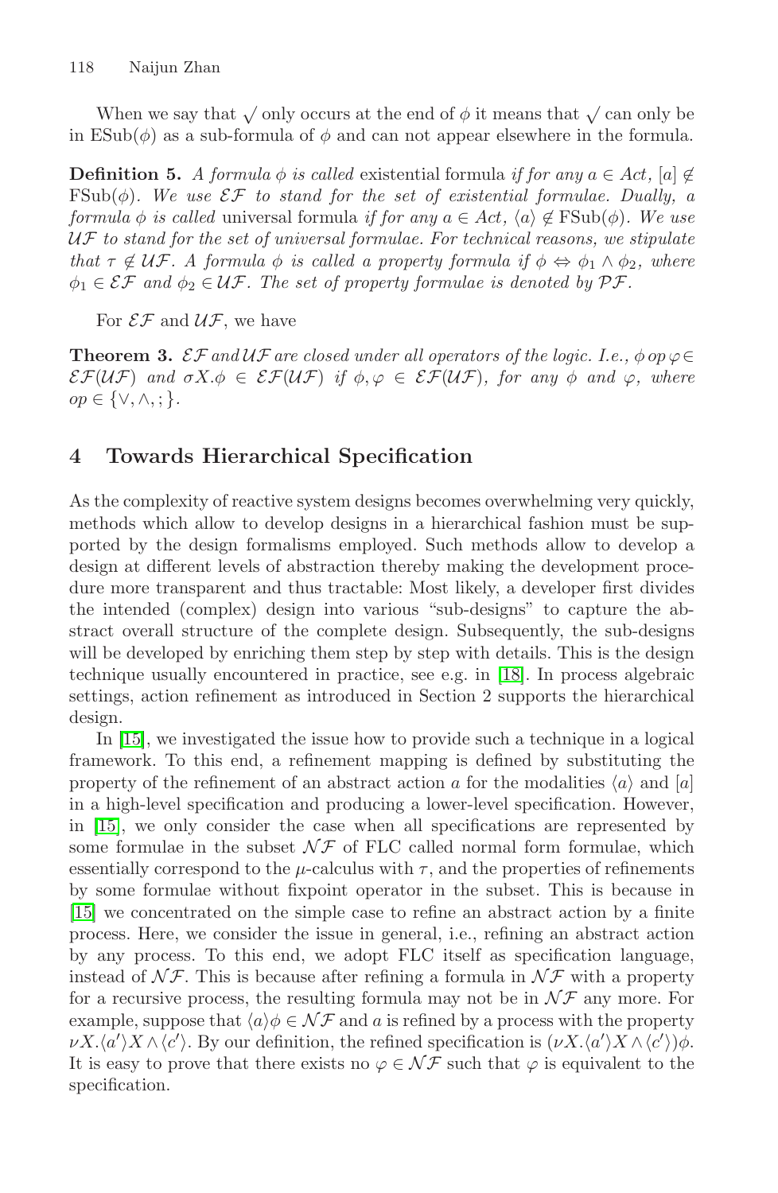When we say that $\surd$ only occurs at the end of $\phi$ it means that $\surd$ can only be in $\mathrm{ESub}(\phi)$ as a sub-formula of $\phi$ and can not appear elsewhere in the formula.

**Definition 5.** *A formula $\phi$ is called* existential formula *if for any $a \in Act$, $[a] \notin \mathrm{FSub}(\phi)$. We use $\mathcal{EF}$ to stand for the set of existential formulae. Dually, a formula $\phi$ is called* universal formula *if for any $a \in Act$, $\langle a \rangle \notin \mathrm{FSub}(\phi)$. We use $\mathcal{UF}$ to stand for the set of universal formulae. For technical reasons, we stipulate that $\tau \notin \mathcal{UF}$. A formula $\phi$ is called a property formula if $\phi \Leftrightarrow \phi_1 \wedge \phi_2$, where $\phi_1 \in \mathcal{EF}$ and $\phi_2 \in \mathcal{UF}$. The set of property formulae is denoted by $\mathcal{PF}$.*

For $\mathcal{EF}$ and $\mathcal{UF}$, we have

**Theorem 3.** *$\mathcal{EF}$ and $\mathcal{UF}$ are closed under all operators of the logic. I.e., $\phi \, op \, \varphi \in \mathcal{EF}(\mathcal{UF})$ and $\sigma X.\phi \in \mathcal{EF}(\mathcal{UF})$ if $\phi, \varphi \in \mathcal{EF}(\mathcal{UF})$, for any $\phi$ and $\varphi$, where $op \in \{\vee, \wedge, ;\}$.*

## 4 Towards Hierarchical Specification

As the complexity of reactive system designs becomes overwhelming very quickly, methods which allow to develop designs in a hierarchical fashion must be supported by the design formalisms employed. Such methods allow to develop a design at different levels of abstraction thereby making the development procedure more transparent and thus tractable: Most likely, a developer first divides the intended (complex) design into various "sub-designs" to capture the abstract overall structure of the complete design. Subsequently, the sub-designs will be developed by enriching them step by step with details. This is the design technique usually encountered in practice, see e.g. in [18]. In process algebraic settings, action refinement as introduced in Section 2 supports the hierarchical design.

In [15], we investigated the issue how to provide such a technique in a logical framework. To this end, a refinement mapping is defined by substituting the property of the refinement of an abstract action $a$ for the modalities $\langle a \rangle$ and $[a]$ in a high-level specification and producing a lower-level specification. However, in [15], we only consider the case when all specifications are represented by some formulae in the subset $\mathcal{NF}$ of FLC called normal form formulae, which essentially correspond to the $\mu$-calculus with $\tau$, and the properties of refinements by some formulae without fixpoint operator in the subset. This is because in [15] we concentrated on the simple case to refine an abstract action by a finite process. Here, we consider the issue in general, i.e., refining an abstract action by any process. To this end, we adopt FLC itself as specification language, instead of $\mathcal{NF}$. This is because after refining a formula in $\mathcal{NF}$ with a property for a recursive process, the resulting formula may not be in $\mathcal{NF}$ any more. For example, suppose that $\langle a \rangle \phi \in \mathcal{NF}$ and $a$ is refined by a process with the property $\nu X.\langle a' \rangle X \wedge \langle c' \rangle$. By our definition, the refined specification is $(\nu X.\langle a' \rangle X \wedge \langle c' \rangle)\phi$. It is easy to prove that there exists no $\varphi \in \mathcal{NF}$ such that $\varphi$ is equivalent to the specification.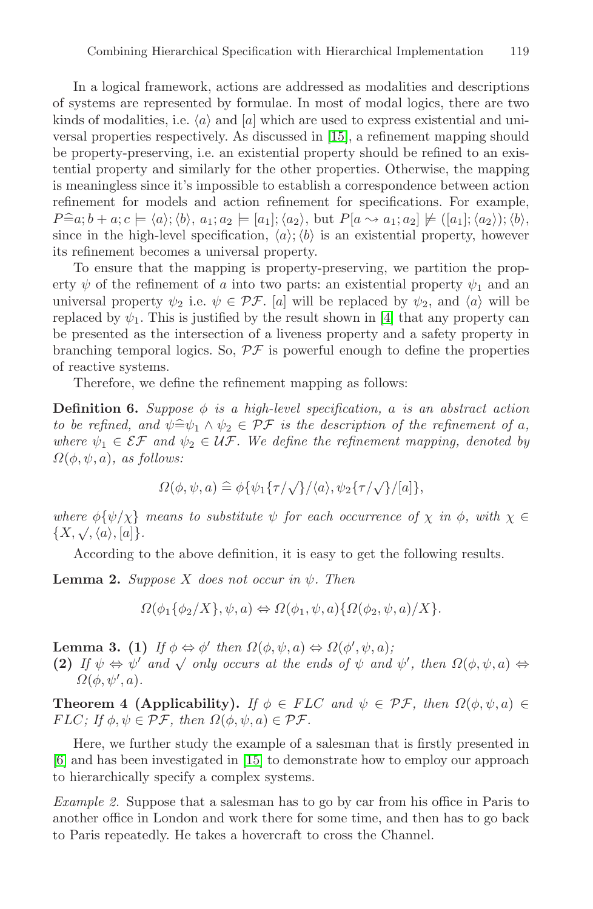In a logical framework, actions are addressed as modalities and descriptions of systems are represented by formulae. In most of modal logics, there are two kinds of modalities, i.e. $\langle a \rangle$ and $[a]$ which are used to express existential and universal properties respectively. As discussed in [15], a refinement mapping should be property-preserving, i.e. an existential property should be refined to an existential property and similarly for the other properties. Otherwise, the mapping is meaningless since it's impossible to establish a correspondence between action refinement for models and action refinement for specifications. For example, $P \widehat{=} a; b + a; c \models \langle a \rangle; \langle b \rangle$, $a_1; a_2 \models [a_1]; \langle a_2 \rangle$, but $P[a \rightsquigarrow a_1; a_2] \not\models ([a_1]; \langle a_2 \rangle); \langle b \rangle$, since in the high-level specification, $\langle a \rangle; \langle b \rangle$ is an existential property, however its refinement becomes a universal property.

To ensure that the mapping is property-preserving, we partition the property $\psi$ of the refinement of $a$ into two parts: an existential property $\psi_1$ and an universal property $\psi_2$ i.e. $\psi \in \mathcal{PF}$. $[a]$ will be replaced by $\psi_2$, and $\langle a \rangle$ will be replaced by $\psi_1$. This is justified by the result shown in [4] that any property can be presented as the intersection of a liveness property and a safety property in branching temporal logics. So, $\mathcal{PF}$ is powerful enough to define the properties of reactive systems.

Therefore, we define the refinement mapping as follows:

**Definition 6.** *Suppose $\phi$ is a high-level specification, $a$ is an abstract action to be refined, and $\psi \widehat{=} \psi_1 \wedge \psi_2 \in \mathcal{PF}$ is the description of the refinement of $a$, where $\psi_1 \in \mathcal{EF}$ and $\psi_2 \in \mathcal{UF}$. We define the refinement mapping, denoted by $\Omega(\phi, \psi, a)$, as follows:*

$$\Omega(\phi, \psi, a) \widehat{=} \phi\{\psi_1\{\tau/\surd\}/\langle a \rangle, \psi_2\{\tau/\surd\}/[a]\},$$

*where $\phi\{\psi/\chi\}$ means to substitute $\psi$ for each occurrence of $\chi$ in $\phi$, with $\chi \in \{X, \surd, \langle a \rangle, [a]\}$.*

According to the above definition, it is easy to get the following results.

**Lemma 2.** *Suppose $X$ does not occur in $\psi$. Then*

$$\Omega(\phi_1\{\phi_2/X\}, \psi, a) \Leftrightarrow \Omega(\phi_1, \psi, a)\{\Omega(\phi_2, \psi, a)/X\}.$$

**Lemma 3. (1)** *If $\phi \Leftrightarrow \phi'$ then $\Omega(\phi, \psi, a) \Leftrightarrow \Omega(\phi', \psi, a)$;*
**(2)** *If $\psi \Leftrightarrow \psi'$ and $\surd$ only occurs at the ends of $\psi$ and $\psi'$, then $\Omega(\phi, \psi, a) \Leftrightarrow \Omega(\phi, \psi', a)$.*

**Theorem 4 (Applicability).** *If $\phi \in FLC$ and $\psi \in \mathcal{PF}$, then $\Omega(\phi, \psi, a) \in FLC$; If $\phi, \psi \in \mathcal{PF}$, then $\Omega(\phi, \psi, a) \in \mathcal{PF}$.*

Here, we further study the example of a salesman that is firstly presented in [6] and has been investigated in [15] to demonstrate how to employ our approach to hierarchically specify a complex systems.

*Example 2.* Suppose that a salesman has to go by car from his office in Paris to another office in London and work there for some time, and then has to go back to Paris repeatedly. He takes a hovercraft to cross the Channel.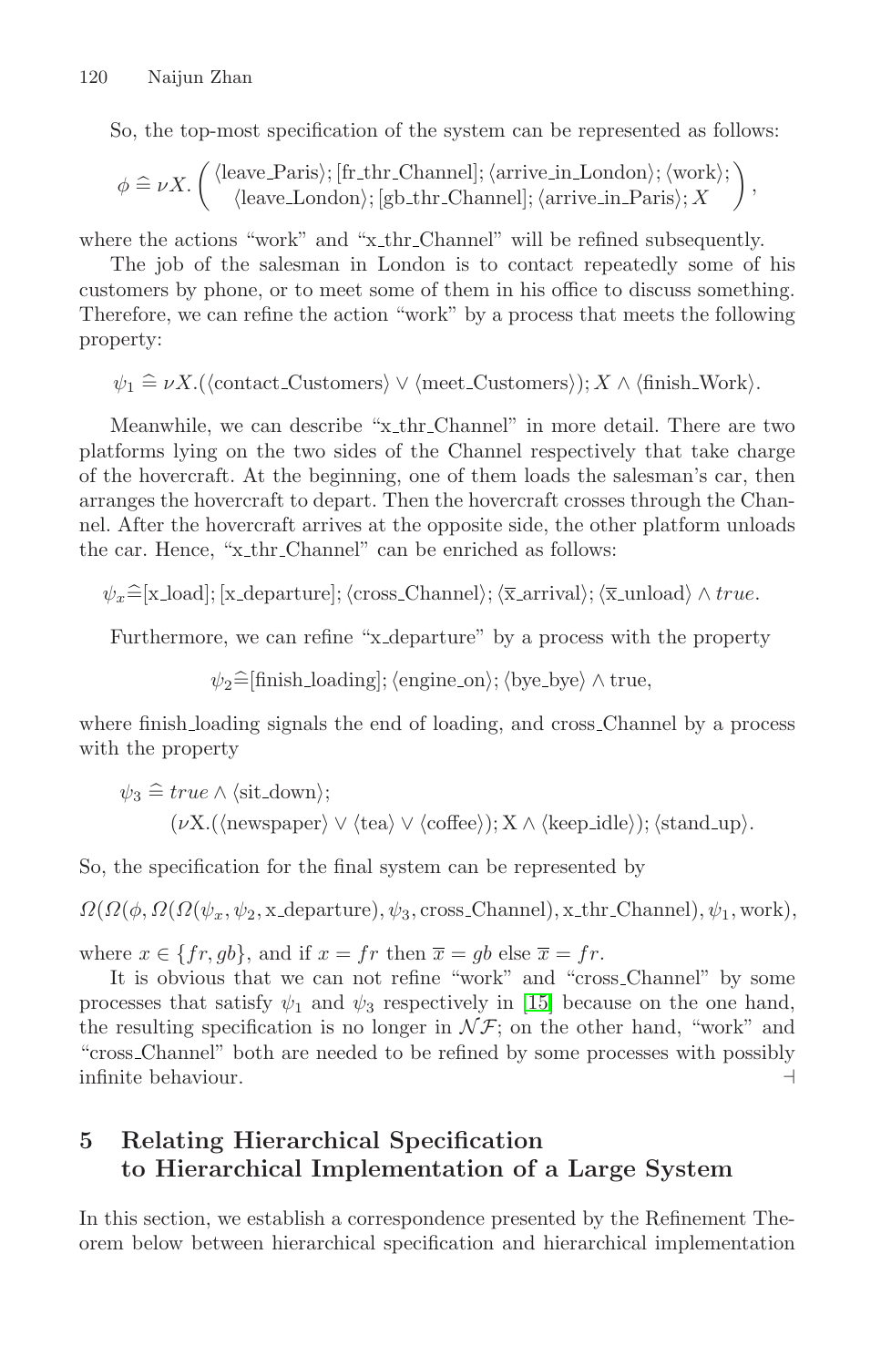So, the top-most specification of the system can be represented as follows:

$$\phi \mathrel{\widehat{=}} \nu X. \left( \begin{array}{l} \langle \text{leave\_Paris} \rangle; [\text{fr\_thr\_Channel}]; \langle \text{arrive\_in\_London} \rangle; \langle \text{work} \rangle; \\ \langle \text{leave\_London} \rangle; [\text{gb\_thr\_Channel}]; \langle \text{arrive\_in\_Paris} \rangle; X \end{array} \right),$$

where the actions "work" and "x_thr_Channel" will be refined subsequently.

The job of the salesman in London is to contact repeatedly some of his customers by phone, or to meet some of them in his office to discuss something. Therefore, we can refine the action "work" by a process that meets the following property:

$$\psi_1 \mathrel{\widehat{=}} \nu X.(\langle \text{contact\_Customers} \rangle \vee \langle \text{meet\_Customers} \rangle); X \wedge \langle \text{finish\_Work} \rangle.$$

Meanwhile, we can describe "x_thr_Channel" in more detail. There are two platforms lying on the two sides of the Channel respectively that take charge of the hovercraft. At the beginning, one of them loads the salesman's car, then arranges the hovercraft to depart. Then the hovercraft crosses through the Channel. After the hovercraft arrives at the opposite side, the other platform unloads the car. Hence, "x_thr_Channel" can be enriched as follows:

$$\psi_x \mathrel{\widehat{=}} [\text{x\_load}]; [\text{x\_departure}]; \langle \text{cross\_Channel} \rangle; \langle \overline{\text{x}}\text{\_arrival} \rangle; \langle \overline{\text{x}}\text{\_unload} \rangle \wedge \mathit{true}.$$

Furthermore, we can refine "x_departure" by a process with the property

$$\psi_2 \mathrel{\widehat{=}} [\text{finish\_loading}]; \langle \text{engine\_on} \rangle; \langle \text{bye\_bye} \rangle \wedge \text{true},$$

where finish_loading signals the end of loading, and cross_Channel by a process with the property

$$\begin{array}{l} \psi_3 \mathrel{\widehat{=}} \mathit{true} \wedge \langle \text{sit\_down} \rangle; \\ \qquad (\nu \text{X}.(\langle \text{newspaper} \rangle \vee \langle \text{tea} \rangle \vee \langle \text{coffee} \rangle); \text{X} \wedge \langle \text{keep\_idle} \rangle); \langle \text{stand\_up} \rangle. \end{array}$$

So, the specification for the final system can be represented by

$$\Omega(\Omega(\phi, \Omega(\Omega(\psi_x, \psi_2, \text{x\_departure}), \psi_3, \text{cross\_Channel}), \text{x\_thr\_Channel}), \psi_1, \text{work}),$$

where $x \in \{fr, gb\}$, and if $x = fr$ then $\overline{x} = gb$ else $\overline{x} = fr$.

It is obvious that we can not refine "work" and "cross_Channel" by some processes that satisfy $\psi_1$ and $\psi_3$ respectively in [15] because on the one hand, the resulting specification is no longer in $\mathcal{NF}$; on the other hand, "work" and "cross_Channel" both are needed to be refined by some processes with possibly infinite behaviour. ⊣

## 5 Relating Hierarchical Specification to Hierarchical Implementation of a Large System

In this section, we establish a correspondence presented by the Refinement Theorem below between hierarchical specification and hierarchical implementation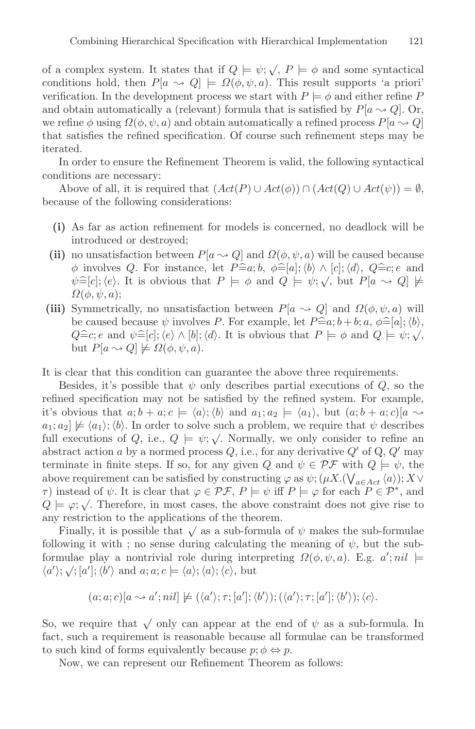of a complex system. It states that if $Q \models \psi; \surd$, $P \models \phi$ and some syntactical conditions hold, then $P[a \rightsquigarrow Q] \models \Omega(\phi, \psi, a)$. This result supports 'a priori' verification. In the development process we start with $P \models \phi$ and either refine $P$ and obtain automatically a (relevant) formula that is satisfied by $P[a \rightsquigarrow Q]$. Or, we refine $\phi$ using $\Omega(\phi, \psi, a)$ and obtain automatically a refined process $P[a \rightsquigarrow Q]$ that satisfies the refined specification. Of course such refinement steps may be iterated.

In order to ensure the Refinement Theorem is valid, the following syntactical conditions are necessary:

Above of all, it is required that $(Act(P) \cup Act(\phi)) \cap (Act(Q) \cup Act(\psi)) = \emptyset$, because of the following considerations:

- **(i)** As far as action refinement for models is concerned, no deadlock will be introduced or destroyed;
- **(ii)** no unsatisfaction between $P[a \rightsquigarrow Q]$ and $\Omega(\phi, \psi, a)$ will be caused because $\phi$ involves $Q$. For instance, let $P \widehat{=} a; b$, $\phi \widehat{=} [a]; \langle b \rangle \wedge [c]; \langle d \rangle$, $Q \widehat{=} c; e$ and $\psi \widehat{=} [c]; \langle e \rangle$. It is obvious that $P \models \phi$ and $Q \models \psi; \surd$, but $P[a \rightsquigarrow Q] \not\models \Omega(\phi, \psi, a)$;
- **(iii)** Symmetrically, no unsatisfaction between $P[a \rightsquigarrow Q]$ and $\Omega(\phi, \psi, a)$ will be caused because $\psi$ involves $P$. For example, let $P \widehat{=} a; b + b; a$, $\phi \widehat{=} [a]; \langle b \rangle$, $Q \widehat{=} c; e$ and $\psi \widehat{=} [c]; \langle e \rangle \wedge [b]; \langle d \rangle$. It is obvious that $P \models \phi$ and $Q \models \psi; \surd$, but $P[a \rightsquigarrow Q] \not\models \Omega(\phi, \psi, a)$.

It is clear that this condition can guarantee the above three requirements.

Besides, it's possible that $\psi$ only describes partial executions of $Q$, so the refined specification may not be satisfied by the refined system. For example, it's obvious that $a; b + a; c \models \langle a \rangle; \langle b \rangle$ and $a_1; a_2 \models \langle a_1 \rangle$, but $(a; b + a; c)[a \rightsquigarrow a_1; a_2] \not\models \langle a_1 \rangle; \langle b \rangle$. In order to solve such a problem, we require that $\psi$ describes full executions of $Q$, i.e., $Q \models \psi; \surd$. Normally, we only consider to refine an abstract action $a$ by a normed process $Q$, i.e., for any derivative $Q'$ of Q, $Q'$ may terminate in finite steps. If so, for any given $Q$ and $\psi \in \mathcal{PF}$ with $Q \models \psi$, the above requirement can be satisfied by constructing $\varphi$ as $\psi; (\mu X.(\bigvee_{a \in Act} \langle a \rangle); X \vee \tau)$ instead of $\psi$. It is clear that $\varphi \in \mathcal{PF}$, $P \models \psi$ iff $P \models \varphi$ for each $P \in \mathcal{P}^*$, and $Q \models \varphi; \surd$. Therefore, in most cases, the above constraint does not give rise to any restriction to the applications of the theorem.

Finally, it is possible that $\surd$ as a sub-formula of $\psi$ makes the sub-formulae following it with ; no sense during calculating the meaning of $\psi$, but the sub-formulae play a nontrivial role during interpreting $\Omega(\phi, \psi, a)$. E.g. $a'; nil \models \langle a' \rangle; \surd; [a']; \langle b' \rangle$ and $a; a; c \models \langle a \rangle; \langle a \rangle; \langle c \rangle$, but

$$(a; a; c)[a \rightsquigarrow a'; nil] \not\models (\langle a' \rangle; \tau; [a']; \langle b' \rangle); (\langle a' \rangle; \tau; [a']; \langle b' \rangle); \langle c \rangle.$$

So, we require that $\surd$ only can appear at the end of $\psi$ as a sub-formula. In fact, such a requirement is reasonable because all formulae can be transformed to such kind of forms equivalently because $p; \phi \Leftrightarrow p$.

Now, we can represent our Refinement Theorem as follows: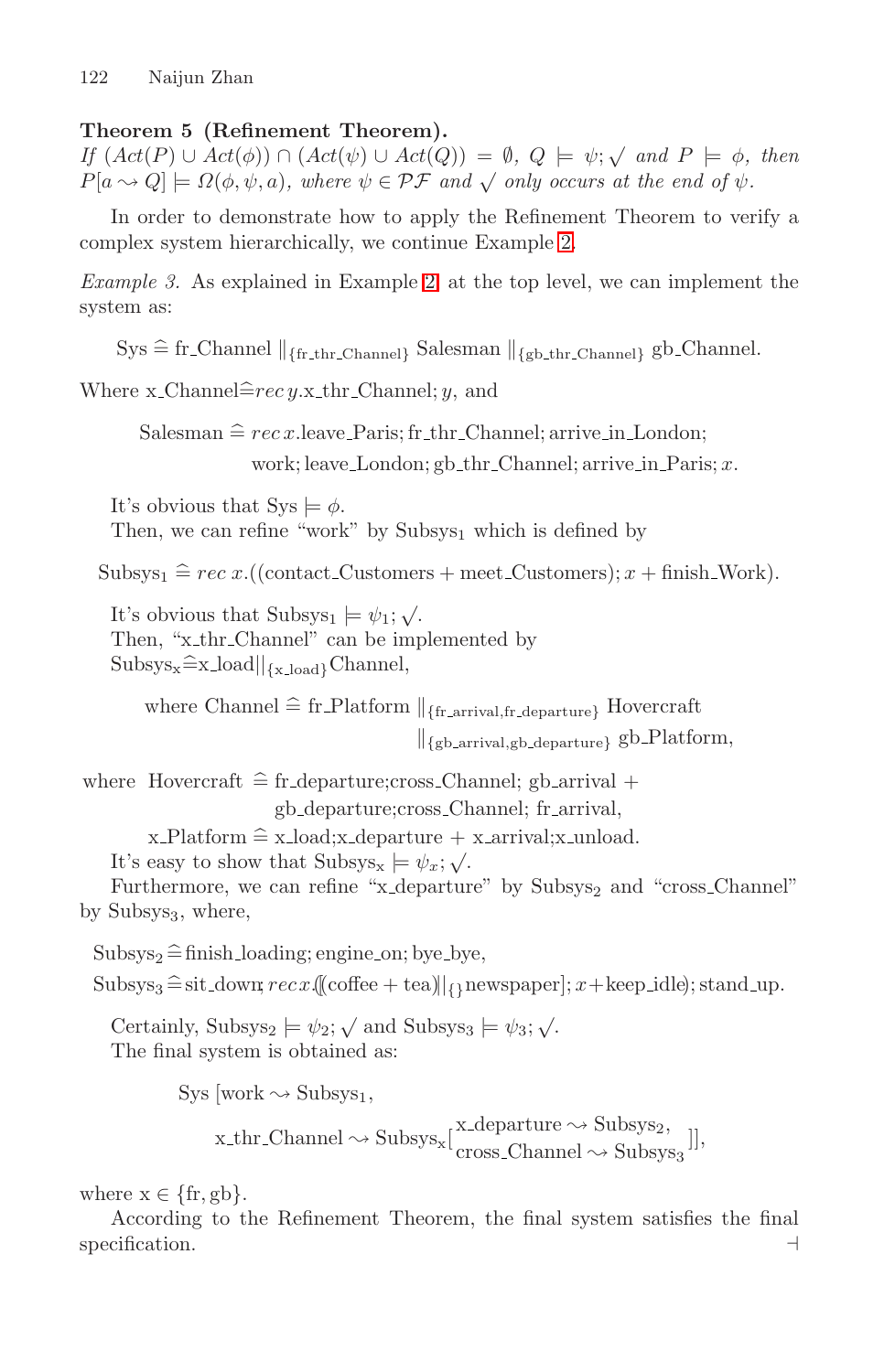**Theorem 5 (Refinement Theorem).**
*If* $(Act(P) \cup Act(\phi)) \cap (Act(\psi) \cup Act(Q)) = \emptyset$*,* $Q \models \psi; \surd$ *and* $P \models \phi$*, then* $P[a \rightsquigarrow Q] \models \Omega(\phi, \psi, a)$*, where* $\psi \in \mathcal{PF}$ *and* $\surd$ *only occurs at the end of* $\psi$*.*

In order to demonstrate how to apply the Refinement Theorem to verify a complex system hierarchically, we continue Example 2.

*Example 3.* As explained in Example 2, at the top level, we can implement the system as:

$$\text{Sys} \mathrel{\hat{=}} \text{fr\_Channel} \parallel_{\{\text{fr\_thr\_Channel}\}} \text{Salesman} \parallel_{\{\text{gb\_thr\_Channel}\}} \text{gb\_Channel}.$$

Where $\text{x\_Channel} \mathrel{\hat{=}} rec\, y.\text{x\_thr\_Channel}; y$, and

$$\begin{aligned}\text{Salesman} \mathrel{\hat{=}} & \; rec\, x.\text{leave\_Paris}; \text{fr\_thr\_Channel}; \text{arrive\_in\_London}; \\ & \text{work}; \text{leave\_London}; \text{gb\_thr\_Channel}; \text{arrive\_in\_Paris}; x.\end{aligned}$$

It's obvious that $\text{Sys} \models \phi$.
Then, we can refine "work" by $\text{Subsys}_1$ which is defined by

$$\text{Subsys}_1 \mathrel{\hat{=}} rec\, x.((\text{contact\_Customers} + \text{meet\_Customers}); x + \text{finish\_Work}).$$

It's obvious that $\text{Subsys}_1 \models \psi_1; \surd$.
Then, "x_thr_Channel" can be implemented by
$\text{Subsys}_\text{x} \mathrel{\hat{=}} \text{x\_load} \|_{\{\text{x\_load}\}} \text{Channel}$,

$$\begin{aligned}\text{where Channel} \mathrel{\hat{=}} & \; \text{fr\_Platform} \parallel_{\{\text{fr\_arrival,fr\_departure}\}} \text{Hovercraft} \\ & \parallel_{\{\text{gb\_arrival,gb\_departure}\}} \text{gb\_Platform},\end{aligned}$$

$$\begin{aligned}\text{where Hovercraft} \mathrel{\hat{=}} & \; \text{fr\_departure}; \text{cross\_Channel}; \text{gb\_arrival} + \\ & \text{gb\_departure}; \text{cross\_Channel}; \text{fr\_arrival},\end{aligned}$$

$$\text{x\_Platform} \mathrel{\hat{=}} \text{x\_load}; \text{x\_departure} + \text{x\_arrival}; \text{x\_unload}.$$

It's easy to show that $\text{Subsys}_\text{x} \models \psi_x; \surd$.
Furthermore, we can refine "x_departure" by $\text{Subsys}_2$ and "cross_Channel" by $\text{Subsys}_3$, where,

$$\text{Subsys}_2 \mathrel{\hat{=}} \text{finish\_loading}; \text{engine\_on}; \text{bye\_bye},$$
$$\text{Subsys}_3 \mathrel{\hat{=}} \text{sit\_down}; rec\, x.([(\text{coffee} + \text{tea}) \|_{\{\}} \text{newspaper}]; x + \text{keep\_idle}); \text{stand\_up}.$$

Certainly, $\text{Subsys}_2 \models \psi_2; \surd$ and $\text{Subsys}_3 \models \psi_3; \surd$.
The final system is obtained as:

$$\begin{aligned}& \text{Sys}\, [\text{work} \rightsquigarrow \text{Subsys}_1, \\ & \quad \text{x\_thr\_Channel} \rightsquigarrow \text{Subsys}_\text{x}[{}^{\text{x\_departure} \rightsquigarrow \text{Subsys}_2,}_{\text{cross\_Channel} \rightsquigarrow \text{Subsys}_3}]],\end{aligned}$$

where $\text{x} \in \{\text{fr}, \text{gb}\}$.
According to the Refinement Theorem, the final system satisfies the final specification. ⊣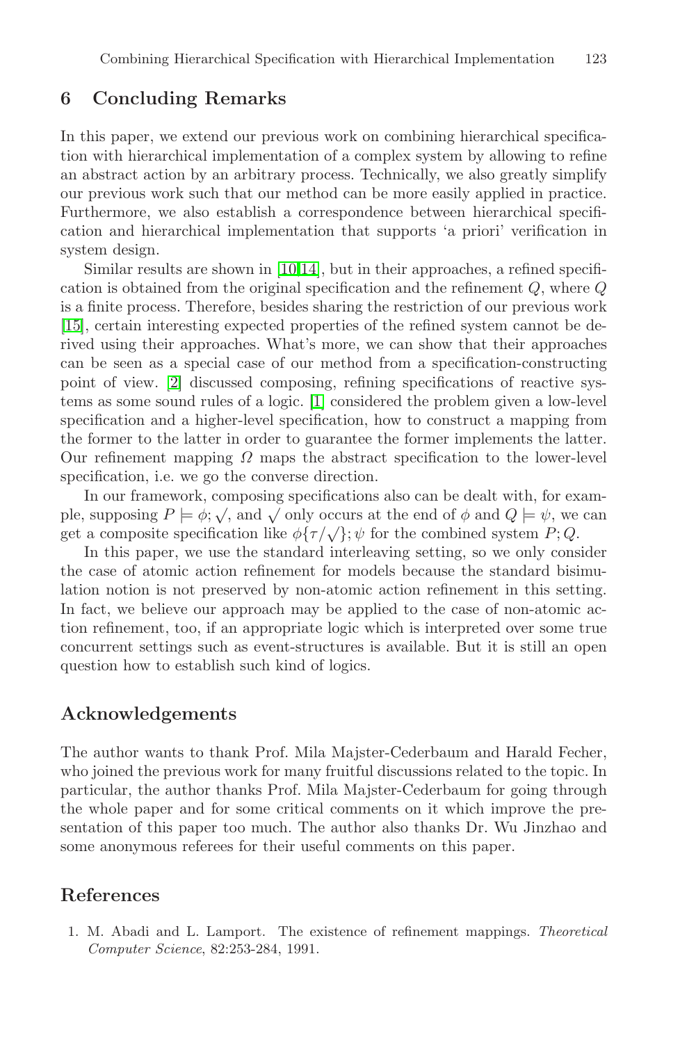## 6 Concluding Remarks

In this paper, we extend our previous work on combining hierarchical specification with hierarchical implementation of a complex system by allowing to refine an abstract action by an arbitrary process. Technically, we also greatly simplify our previous work such that our method can be more easily applied in practice. Furthermore, we also establish a correspondence between hierarchical specification and hierarchical implementation that supports 'a priori' verification in system design.

Similar results are shown in [10,14], but in their approaches, a refined specification is obtained from the original specification and the refinement $Q$, where $Q$ is a finite process. Therefore, besides sharing the restriction of our previous work [15], certain interesting expected properties of the refined system cannot be derived using their approaches. What's more, we can show that their approaches can be seen as a special case of our method from a specification-constructing point of view. [2] discussed composing, refining specifications of reactive systems as some sound rules of a logic. [1] considered the problem given a low-level specification and a higher-level specification, how to construct a mapping from the former to the latter in order to guarantee the former implements the latter. Our refinement mapping $\Omega$ maps the abstract specification to the lower-level specification, i.e. we go the converse direction.

In our framework, composing specifications also can be dealt with, for example, supposing $P \models \phi; \surd$, and $\surd$ only occurs at the end of $\phi$ and $Q \models \psi$, we can get a composite specification like $\phi\{\tau/\surd\}; \psi$ for the combined system $P; Q$.

In this paper, we use the standard interleaving setting, so we only consider the case of atomic action refinement for models because the standard bisimulation notion is not preserved by non-atomic action refinement in this setting. In fact, we believe our approach may be applied to the case of non-atomic action refinement, too, if an appropriate logic which is interpreted over some true concurrent settings such as event-structures is available. But it is still an open question how to establish such kind of logics.

## Acknowledgements

The author wants to thank Prof. Mila Majster-Cederbaum and Harald Fecher, who joined the previous work for many fruitful discussions related to the topic. In particular, the author thanks Prof. Mila Majster-Cederbaum for going through the whole paper and for some critical comments on it which improve the presentation of this paper too much. The author also thanks Dr. Wu Jinzhao and some anonymous referees for their useful comments on this paper.

## References

1. M. Abadi and L. Lamport. The existence of refinement mappings. *Theoretical Computer Science*, 82:253-284, 1991.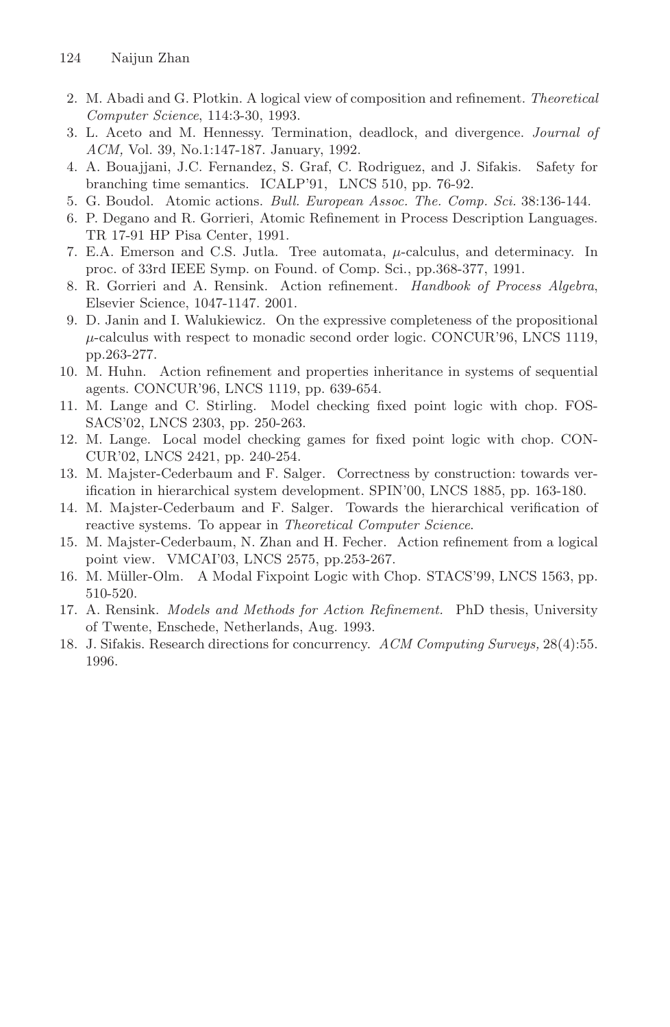2. M. Abadi and G. Plotkin. A logical view of composition and refinement. *Theoretical Computer Science*, 114:3-30, 1993.
3. L. Aceto and M. Hennessy. Termination, deadlock, and divergence. *Journal of ACM,* Vol. 39, No.1:147-187. January, 1992.
4. A. Bouajjani, J.C. Fernandez, S. Graf, C. Rodriguez, and J. Sifakis. Safety for branching time semantics. ICALP'91, LNCS 510, pp. 76-92.
5. G. Boudol. Atomic actions. *Bull. European Assoc. The. Comp. Sci.* 38:136-144.
6. P. Degano and R. Gorrieri, Atomic Refinement in Process Description Languages. TR 17-91 HP Pisa Center, 1991.
7. E.A. Emerson and C.S. Jutla. Tree automata, $\mu$-calculus, and determinacy. In proc. of 33rd IEEE Symp. on Found. of Comp. Sci., pp.368-377, 1991.
8. R. Gorrieri and A. Rensink. Action refinement. *Handbook of Process Algebra*, Elsevier Science, 1047-1147. 2001.
9. D. Janin and I. Walukiewicz. On the expressive completeness of the propositional $\mu$-calculus with respect to monadic second order logic. CONCUR'96, LNCS 1119, pp.263-277.
10. M. Huhn. Action refinement and properties inheritance in systems of sequential agents. CONCUR'96, LNCS 1119, pp. 639-654.
11. M. Lange and C. Stirling. Model checking fixed point logic with chop. FOSSACS'02, LNCS 2303, pp. 250-263.
12. M. Lange. Local model checking games for fixed point logic with chop. CONCUR'02, LNCS 2421, pp. 240-254.
13. M. Majster-Cederbaum and F. Salger. Correctness by construction: towards verification in hierarchical system development. SPIN'00, LNCS 1885, pp. 163-180.
14. M. Majster-Cederbaum and F. Salger. Towards the hierarchical verification of reactive systems. To appear in *Theoretical Computer Science*.
15. M. Majster-Cederbaum, N. Zhan and H. Fecher. Action refinement from a logical point view. VMCAI'03, LNCS 2575, pp.253-267.
16. M. Müller-Olm. A Modal Fixpoint Logic with Chop. STACS'99, LNCS 1563, pp. 510-520.
17. A. Rensink. *Models and Methods for Action Refinement.* PhD thesis, University of Twente, Enschede, Netherlands, Aug. 1993.
18. J. Sifakis. Research directions for concurrency. *ACM Computing Surveys,* 28(4):55. 1996.